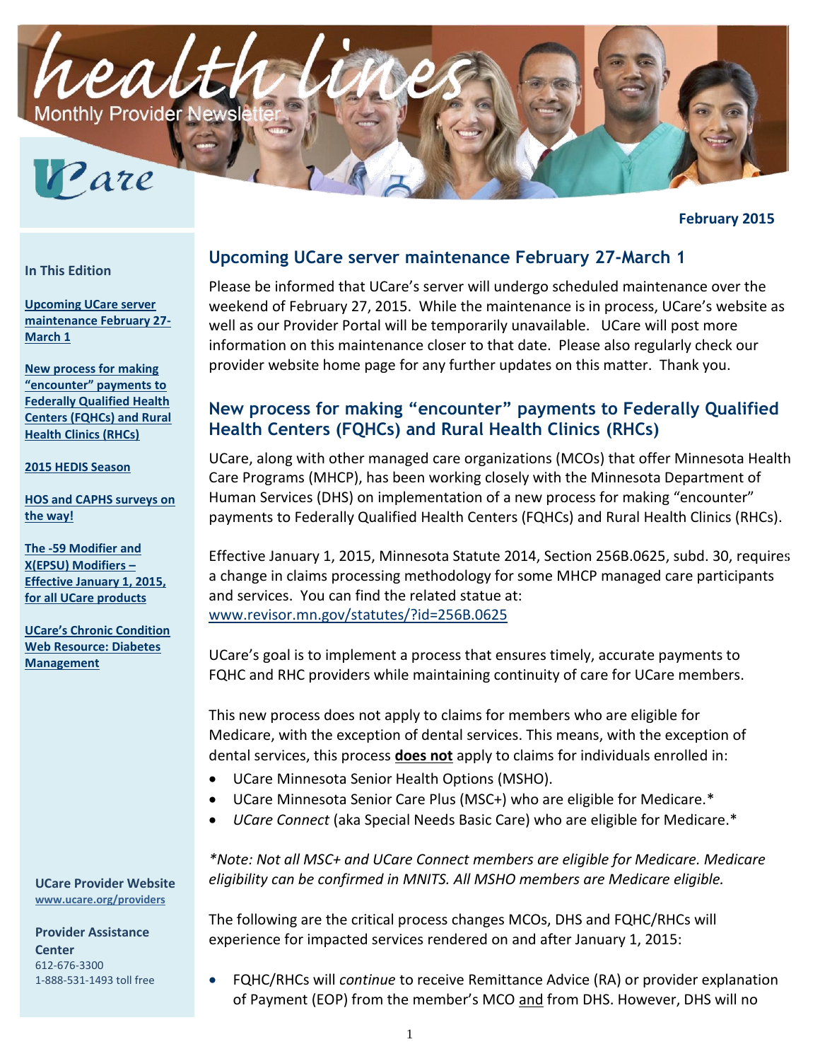# health lines

Monthly Provider Newsletter

UCare

**February 2015**

**In This Edition**

- [Upcoming UCare server maintenance February 27-March 1]
- [New process for making "encounter" payments to Federally Qualified Health Centers (FQHCs) and Rural Health Clinics (RHCs)]
- [2015 HEDIS Season]
- [HOS and CAPHS surveys on the way!]
- [The -59 Modifier and X(EPSU) Modifiers – Effective January 1, 2015, for all UCare products]
- [UCare's Chronic Condition Web Resource: Diabetes Management]

**UCare Provider Website**
www.ucare.org/providers

**Provider Assistance Center**
612-676-3300
1-888-531-1493 toll free

## Upcoming UCare server maintenance February 27-March 1

Please be informed that UCare's server will undergo scheduled maintenance over the weekend of February 27, 2015. While the maintenance is in process, UCare's website as well as our Provider Portal will be temporarily unavailable. UCare will post more information on this maintenance closer to that date. Please also regularly check our provider website home page for any further updates on this matter. Thank you.

## New process for making "encounter" payments to Federally Qualified Health Centers (FQHCs) and Rural Health Clinics (RHCs)

UCare, along with other managed care organizations (MCOs) that offer Minnesota Health Care Programs (MHCP), has been working closely with the Minnesota Department of Human Services (DHS) on implementation of a new process for making "encounter" payments to Federally Qualified Health Centers (FQHCs) and Rural Health Clinics (RHCs).

Effective January 1, 2015, Minnesota Statute 2014, Section 256B.0625, subd. 30, requires a change in claims processing methodology for some MHCP managed care participants and services. You can find the related statue at: www.revisor.mn.gov/statutes/?id=256B.0625

UCare's goal is to implement a process that ensures timely, accurate payments to FQHC and RHC providers while maintaining continuity of care for UCare members.

This new process does not apply to claims for members who are eligible for Medicare, with the exception of dental services. This means, with the exception of dental services, this process **does not** apply to claims for individuals enrolled in:

- UCare Minnesota Senior Health Options (MSHO).
- UCare Minnesota Senior Care Plus (MSC+) who are eligible for Medicare.*
- *UCare Connect* (aka Special Needs Basic Care) who are eligible for Medicare.*

*\*Note: Not all MSC+ and UCare Connect members are eligible for Medicare. Medicare eligibility can be confirmed in MNITS. All MSHO members are Medicare eligible.*

The following are the critical process changes MCOs, DHS and FQHC/RHCs will experience for impacted services rendered on and after January 1, 2015:

- FQHC/RHCs will *continue* to receive Remittance Advice (RA) or provider explanation of Payment (EOP) from the member's MCO and from DHS. However, DHS will no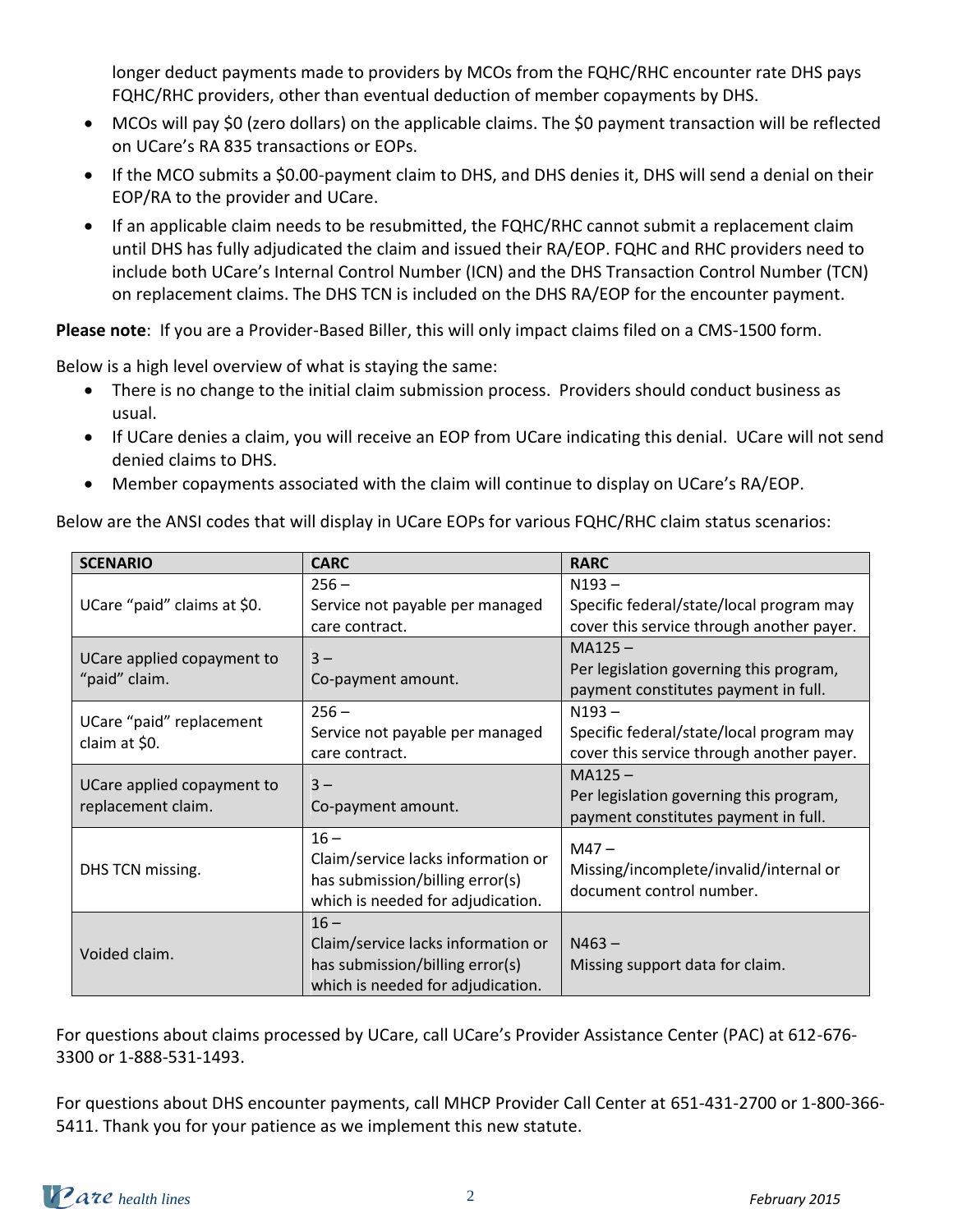longer deduct payments made to providers by MCOs from the FQHC/RHC encounter rate DHS pays FQHC/RHC providers, other than eventual deduction of member copayments by DHS.

- MCOs will pay $0 (zero dollars) on the applicable claims. The $0 payment transaction will be reflected on UCare's RA 835 transactions or EOPs.
- If the MCO submits a $0.00-payment claim to DHS, and DHS denies it, DHS will send a denial on their EOP/RA to the provider and UCare.
- If an applicable claim needs to be resubmitted, the FQHC/RHC cannot submit a replacement claim until DHS has fully adjudicated the claim and issued their RA/EOP. FQHC and RHC providers need to include both UCare's Internal Control Number (ICN) and the DHS Transaction Control Number (TCN) on replacement claims. The DHS TCN is included on the DHS RA/EOP for the encounter payment.

**Please note**: If you are a Provider-Based Biller, this will only impact claims filed on a CMS-1500 form.

Below is a high level overview of what is staying the same:

- There is no change to the initial claim submission process. Providers should conduct business as usual.
- If UCare denies a claim, you will receive an EOP from UCare indicating this denial. UCare will not send denied claims to DHS.
- Member copayments associated with the claim will continue to display on UCare's RA/EOP.

Below are the ANSI codes that will display in UCare EOPs for various FQHC/RHC claim status scenarios:

| SCENARIO | CARC | RARC |
|---|---|---|
| UCare "paid" claims at $0. | 256 – Service not payable per managed care contract. | N193 – Specific federal/state/local program may cover this service through another payer. |
| UCare applied copayment to "paid" claim. | 3 – Co-payment amount. | MA125 – Per legislation governing this program, payment constitutes payment in full. |
| UCare "paid" replacement claim at $0. | 256 – Service not payable per managed care contract. | N193 – Specific federal/state/local program may cover this service through another payer. |
| UCare applied copayment to replacement claim. | 3 – Co-payment amount. | MA125 – Per legislation governing this program, payment constitutes payment in full. |
| DHS TCN missing. | 16 – Claim/service lacks information or has submission/billing error(s) which is needed for adjudication. | M47 – Missing/incomplete/invalid/internal or document control number. |
| Voided claim. | 16 – Claim/service lacks information or has submission/billing error(s) which is needed for adjudication. | N463 – Missing support data for claim. |

For questions about claims processed by UCare, call UCare's Provider Assistance Center (PAC) at 612-676-3300 or 1-888-531-1493.

For questions about DHS encounter payments, call MHCP Provider Call Center at 651-431-2700 or 1-800-366-5411. Thank you for your patience as we implement this new statute.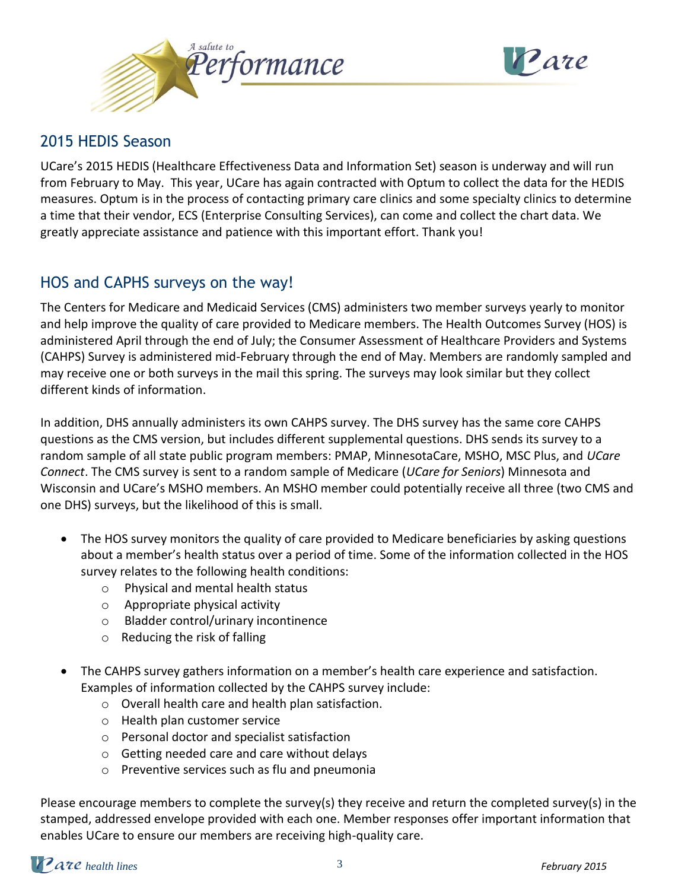## 2015 HEDIS Season

UCare's 2015 HEDIS (Healthcare Effectiveness Data and Information Set) season is underway and will run from February to May. This year, UCare has again contracted with Optum to collect the data for the HEDIS measures. Optum is in the process of contacting primary care clinics and some specialty clinics to determine a time that their vendor, ECS (Enterprise Consulting Services), can come and collect the chart data. We greatly appreciate assistance and patience with this important effort. Thank you!

## HOS and CAPHS surveys on the way!

The Centers for Medicare and Medicaid Services (CMS) administers two member surveys yearly to monitor and help improve the quality of care provided to Medicare members. The Health Outcomes Survey (HOS) is administered April through the end of July; the Consumer Assessment of Healthcare Providers and Systems (CAHPS) Survey is administered mid-February through the end of May. Members are randomly sampled and may receive one or both surveys in the mail this spring. The surveys may look similar but they collect different kinds of information.

In addition, DHS annually administers its own CAHPS survey. The DHS survey has the same core CAHPS questions as the CMS version, but includes different supplemental questions. DHS sends its survey to a random sample of all state public program members: PMAP, MinnesotaCare, MSHO, MSC Plus, and *UCare Connect*. The CMS survey is sent to a random sample of Medicare (*UCare for Seniors*) Minnesota and Wisconsin and UCare's MSHO members. An MSHO member could potentially receive all three (two CMS and one DHS) surveys, but the likelihood of this is small.

- The HOS survey monitors the quality of care provided to Medicare beneficiaries by asking questions about a member's health status over a period of time. Some of the information collected in the HOS survey relates to the following health conditions:
  - Physical and mental health status
  - Appropriate physical activity
  - Bladder control/urinary incontinence
  - Reducing the risk of falling

- The CAHPS survey gathers information on a member's health care experience and satisfaction. Examples of information collected by the CAHPS survey include:
  - Overall health care and health plan satisfaction.
  - Health plan customer service
  - Personal doctor and specialist satisfaction
  - Getting needed care and care without delays
  - Preventive services such as flu and pneumonia

Please encourage members to complete the survey(s) they receive and return the completed survey(s) in the stamped, addressed envelope provided with each one. Member responses offer important information that enables UCare to ensure our members are receiving high-quality care.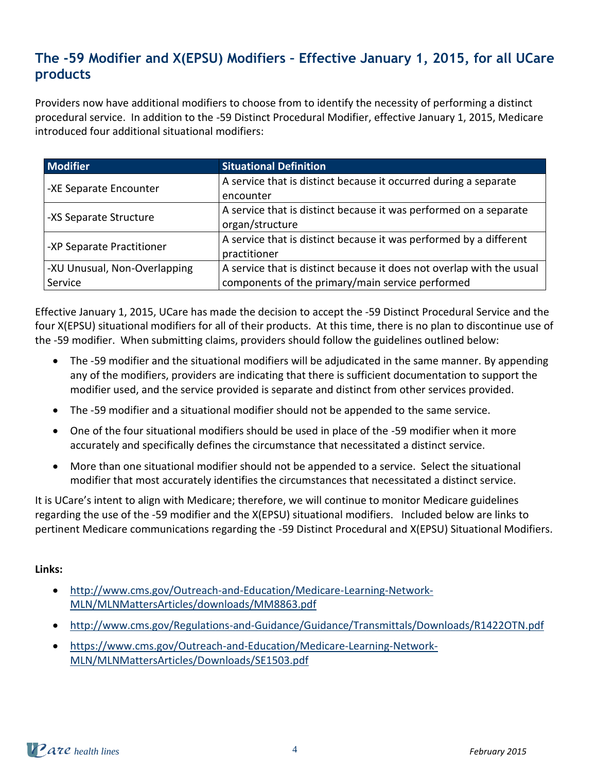## The -59 Modifier and X(EPSU) Modifiers – Effective January 1, 2015, for all UCare products

Providers now have additional modifiers to choose from to identify the necessity of performing a distinct procedural service. In addition to the -59 Distinct Procedural Modifier, effective January 1, 2015, Medicare introduced four additional situational modifiers:

| Modifier | Situational Definition |
|---|---|
| -XE Separate Encounter | A service that is distinct because it occurred during a separate encounter |
| -XS Separate Structure | A service that is distinct because it was performed on a separate organ/structure |
| -XP Separate Practitioner | A service that is distinct because it was performed by a different practitioner |
| -XU Unusual, Non-Overlapping Service | A service that is distinct because it does not overlap with the usual components of the primary/main service performed |

Effective January 1, 2015, UCare has made the decision to accept the -59 Distinct Procedural Service and the four X(EPSU) situational modifiers for all of their products. At this time, there is no plan to discontinue use of the -59 modifier. When submitting claims, providers should follow the guidelines outlined below:

- The -59 modifier and the situational modifiers will be adjudicated in the same manner. By appending any of the modifiers, providers are indicating that there is sufficient documentation to support the modifier used, and the service provided is separate and distinct from other services provided.
- The -59 modifier and a situational modifier should not be appended to the same service.
- One of the four situational modifiers should be used in place of the -59 modifier when it more accurately and specifically defines the circumstance that necessitated a distinct service.
- More than one situational modifier should not be appended to a service. Select the situational modifier that most accurately identifies the circumstances that necessitated a distinct service.

It is UCare's intent to align with Medicare; therefore, we will continue to monitor Medicare guidelines regarding the use of the -59 modifier and the X(EPSU) situational modifiers. Included below are links to pertinent Medicare communications regarding the -59 Distinct Procedural and X(EPSU) Situational Modifiers.

**Links:**

- http://www.cms.gov/Outreach-and-Education/Medicare-Learning-Network-MLN/MLNMattersArticles/downloads/MM8863.pdf
- http://www.cms.gov/Regulations-and-Guidance/Guidance/Transmittals/Downloads/R1422OTN.pdf
- https://www.cms.gov/Outreach-and-Education/Medicare-Learning-Network-MLN/MLNMattersArticles/Downloads/SE1503.pdf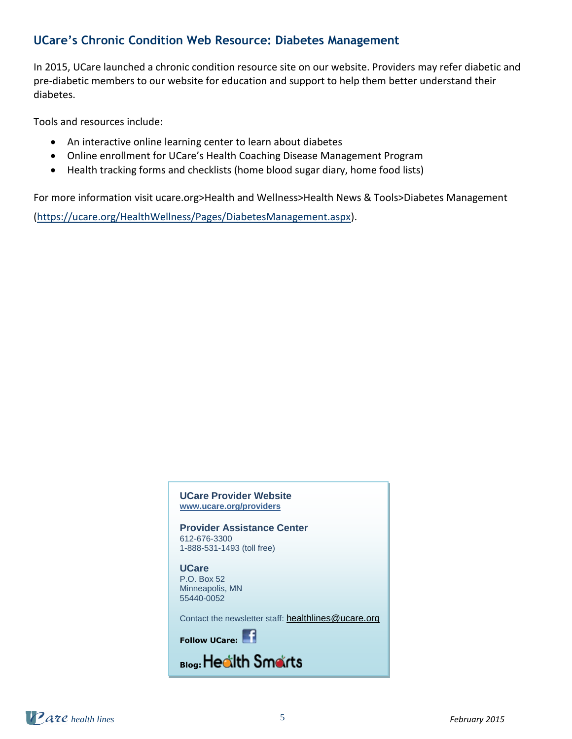## UCare's Chronic Condition Web Resource: Diabetes Management

In 2015, UCare launched a chronic condition resource site on our website. Providers may refer diabetic and pre-diabetic members to our website for education and support to help them better understand their diabetes.

Tools and resources include:

- An interactive online learning center to learn about diabetes
- Online enrollment for UCare's Health Coaching Disease Management Program
- Health tracking forms and checklists (home blood sugar diary, home food lists)

For more information visit ucare.org>Health and Wellness>Health News & Tools>Diabetes Management (https://ucare.org/HealthWellness/Pages/DiabetesManagement.aspx).

**UCare Provider Website**
www.ucare.org/providers

**Provider Assistance Center**
612-676-3300
1-888-531-1493 (toll free)

**UCare**
P.O. Box 52
Minneapolis, MN
55440-0052

Contact the newsletter staff: healthlines@ucare.org

**Follow UCare:**

**Blog:** Health Smarts